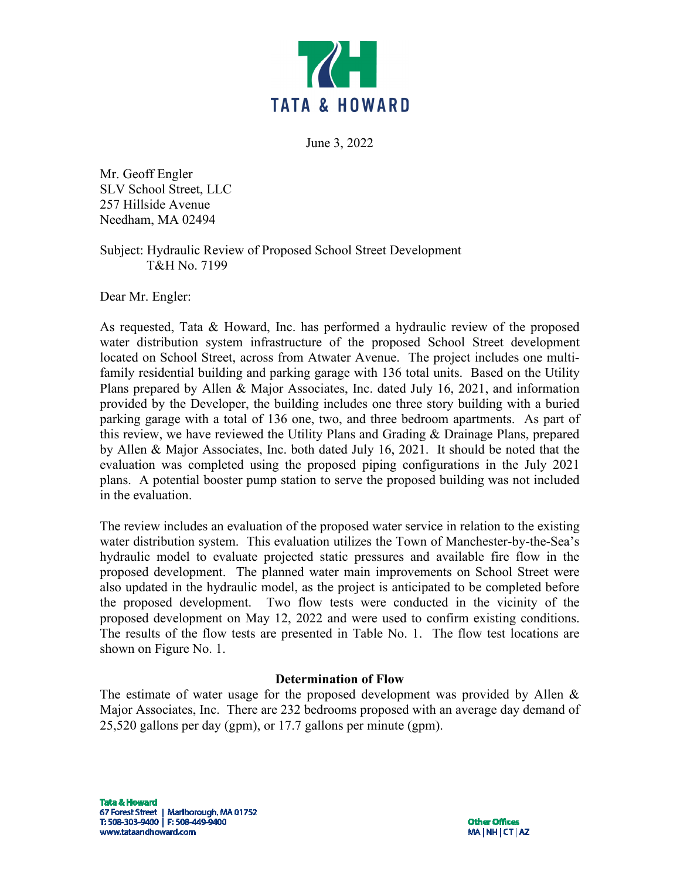June 3, 2022

Mr. Geoff Engler
SLV School Street, LLC
257 Hillside Avenue
Needham, MA 02494

Subject: Hydraulic Review of Proposed School Street Development
T&H No. 7199

Dear Mr. Engler:

As requested, Tata & Howard, Inc. has performed a hydraulic review of the proposed water distribution system infrastructure of the proposed School Street development located on School Street, across from Atwater Avenue. The project includes one multi-family residential building and parking garage with 136 total units. Based on the Utility Plans prepared by Allen & Major Associates, Inc. dated July 16, 2021, and information provided by the Developer, the building includes one three story building with a buried parking garage with a total of 136 one, two, and three bedroom apartments. As part of this review, we have reviewed the Utility Plans and Grading & Drainage Plans, prepared by Allen & Major Associates, Inc. both dated July 16, 2021. It should be noted that the evaluation was completed using the proposed piping configurations in the July 2021 plans. A potential booster pump station to serve the proposed building was not included in the evaluation.

The review includes an evaluation of the proposed water service in relation to the existing water distribution system. This evaluation utilizes the Town of Manchester-by-the-Sea's hydraulic model to evaluate projected static pressures and available fire flow in the proposed development. The planned water main improvements on School Street were also updated in the hydraulic model, as the project is anticipated to be completed before the proposed development. Two flow tests were conducted in the vicinity of the proposed development on May 12, 2022 and were used to confirm existing conditions. The results of the flow tests are presented in Table No. 1. The flow test locations are shown on Figure No. 1.

**Determination of Flow**

The estimate of water usage for the proposed development was provided by Allen & Major Associates, Inc. There are 232 bedrooms proposed with an average day demand of 25,520 gallons per day (gpm), or 17.7 gallons per minute (gpm).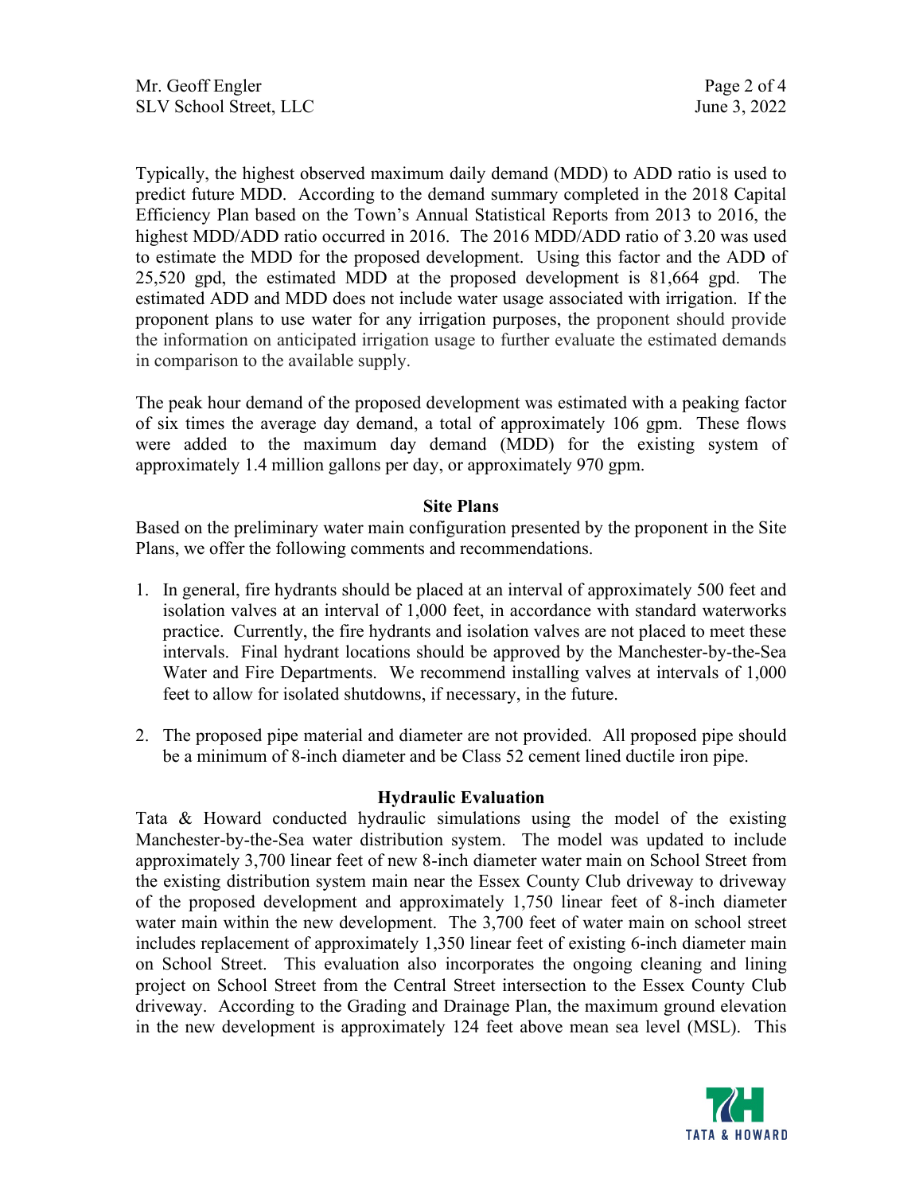Typically, the highest observed maximum daily demand (MDD) to ADD ratio is used to predict future MDD. According to the demand summary completed in the 2018 Capital Efficiency Plan based on the Town's Annual Statistical Reports from 2013 to 2016, the highest MDD/ADD ratio occurred in 2016. The 2016 MDD/ADD ratio of 3.20 was used to estimate the MDD for the proposed development. Using this factor and the ADD of 25,520 gpd, the estimated MDD at the proposed development is 81,664 gpd. The estimated ADD and MDD does not include water usage associated with irrigation. If the proponent plans to use water for any irrigation purposes, the proponent should provide the information on anticipated irrigation usage to further evaluate the estimated demands in comparison to the available supply.

The peak hour demand of the proposed development was estimated with a peaking factor of six times the average day demand, a total of approximately 106 gpm. These flows were added to the maximum day demand (MDD) for the existing system of approximately 1.4 million gallons per day, or approximately 970 gpm.

**Site Plans**

Based on the preliminary water main configuration presented by the proponent in the Site Plans, we offer the following comments and recommendations.

1. In general, fire hydrants should be placed at an interval of approximately 500 feet and isolation valves at an interval of 1,000 feet, in accordance with standard waterworks practice. Currently, the fire hydrants and isolation valves are not placed to meet these intervals. Final hydrant locations should be approved by the Manchester-by-the-Sea Water and Fire Departments. We recommend installing valves at intervals of 1,000 feet to allow for isolated shutdowns, if necessary, in the future.

2. The proposed pipe material and diameter are not provided. All proposed pipe should be a minimum of 8-inch diameter and be Class 52 cement lined ductile iron pipe.

**Hydraulic Evaluation**

Tata & Howard conducted hydraulic simulations using the model of the existing Manchester-by-the-Sea water distribution system. The model was updated to include approximately 3,700 linear feet of new 8-inch diameter water main on School Street from the existing distribution system main near the Essex County Club driveway to driveway of the proposed development and approximately 1,750 linear feet of 8-inch diameter water main within the new development. The 3,700 feet of water main on school street includes replacement of approximately 1,350 linear feet of existing 6-inch diameter main on School Street. This evaluation also incorporates the ongoing cleaning and lining project on School Street from the Central Street intersection to the Essex County Club driveway. According to the Grading and Drainage Plan, the maximum ground elevation in the new development is approximately 124 feet above mean sea level (MSL). This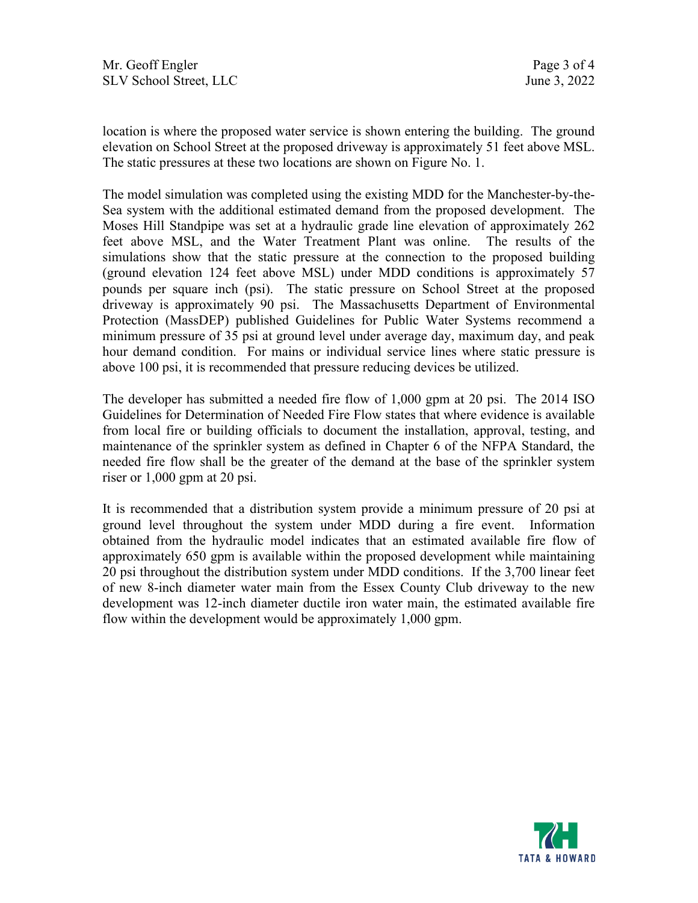location is where the proposed water service is shown entering the building. The ground elevation on School Street at the proposed driveway is approximately 51 feet above MSL. The static pressures at these two locations are shown on Figure No. 1.

The model simulation was completed using the existing MDD for the Manchester-by-the-Sea system with the additional estimated demand from the proposed development. The Moses Hill Standpipe was set at a hydraulic grade line elevation of approximately 262 feet above MSL, and the Water Treatment Plant was online. The results of the simulations show that the static pressure at the connection to the proposed building (ground elevation 124 feet above MSL) under MDD conditions is approximately 57 pounds per square inch (psi). The static pressure on School Street at the proposed driveway is approximately 90 psi. The Massachusetts Department of Environmental Protection (MassDEP) published Guidelines for Public Water Systems recommend a minimum pressure of 35 psi at ground level under average day, maximum day, and peak hour demand condition. For mains or individual service lines where static pressure is above 100 psi, it is recommended that pressure reducing devices be utilized.

The developer has submitted a needed fire flow of 1,000 gpm at 20 psi. The 2014 ISO Guidelines for Determination of Needed Fire Flow states that where evidence is available from local fire or building officials to document the installation, approval, testing, and maintenance of the sprinkler system as defined in Chapter 6 of the NFPA Standard, the needed fire flow shall be the greater of the demand at the base of the sprinkler system riser or 1,000 gpm at 20 psi.

It is recommended that a distribution system provide a minimum pressure of 20 psi at ground level throughout the system under MDD during a fire event. Information obtained from the hydraulic model indicates that an estimated available fire flow of approximately 650 gpm is available within the proposed development while maintaining 20 psi throughout the distribution system under MDD conditions. If the 3,700 linear feet of new 8-inch diameter water main from the Essex County Club driveway to the new development was 12-inch diameter ductile iron water main, the estimated available fire flow within the development would be approximately 1,000 gpm.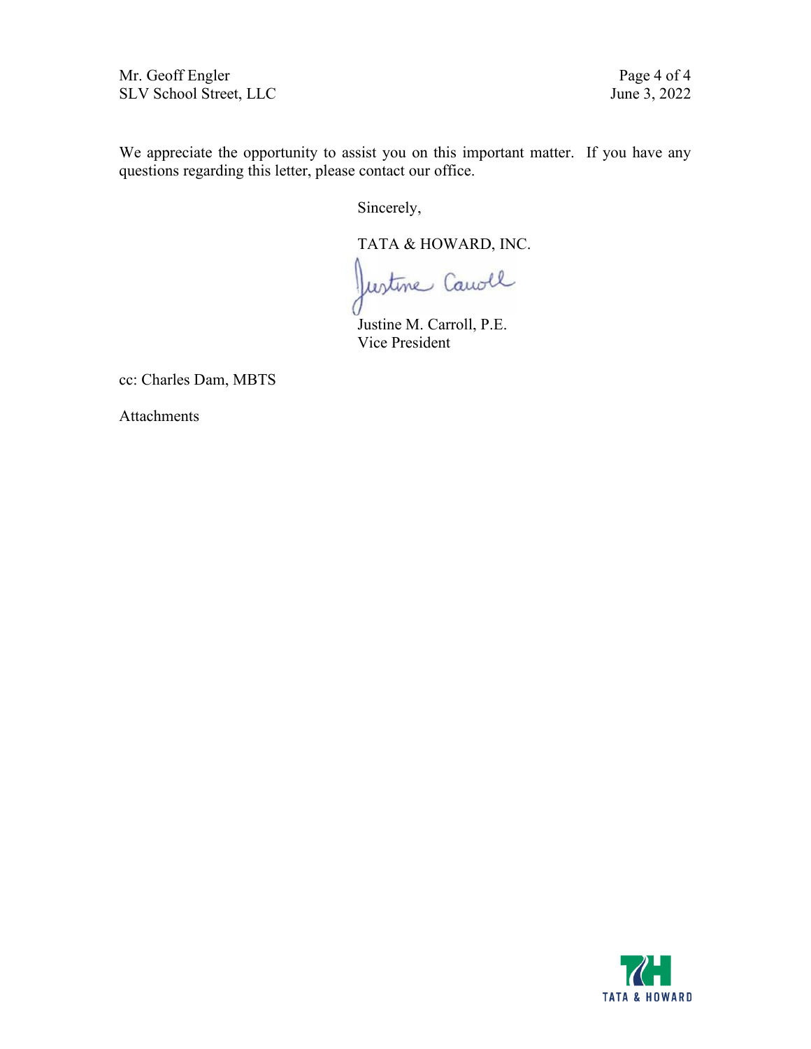We appreciate the opportunity to assist you on this important matter. If you have any questions regarding this letter, please contact our office.

Sincerely,

TATA & HOWARD, INC.

Justine Carroll

Justine M. Carroll, P.E.
Vice President

cc: Charles Dam, MBTS

Attachments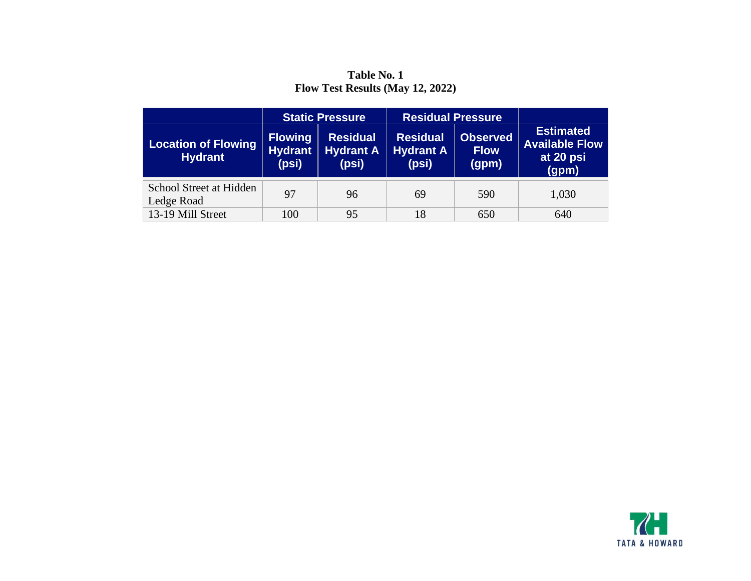**Table No. 1**
**Flow Test Results (May 12, 2022)**

| | Static Pressure | | Residual Pressure | | |
|---|---|---|---|---|---|
| **Location of Flowing Hydrant** | **Flowing Hydrant (psi)** | **Residual Hydrant A (psi)** | **Residual Hydrant A (psi)** | **Observed Flow (gpm)** | **Estimated Available Flow at 20 psi (gpm)** |
| School Street at Hidden Ledge Road | 97 | 96 | 69 | 590 | 1,030 |
| 13-19 Mill Street | 100 | 95 | 18 | 650 | 640 |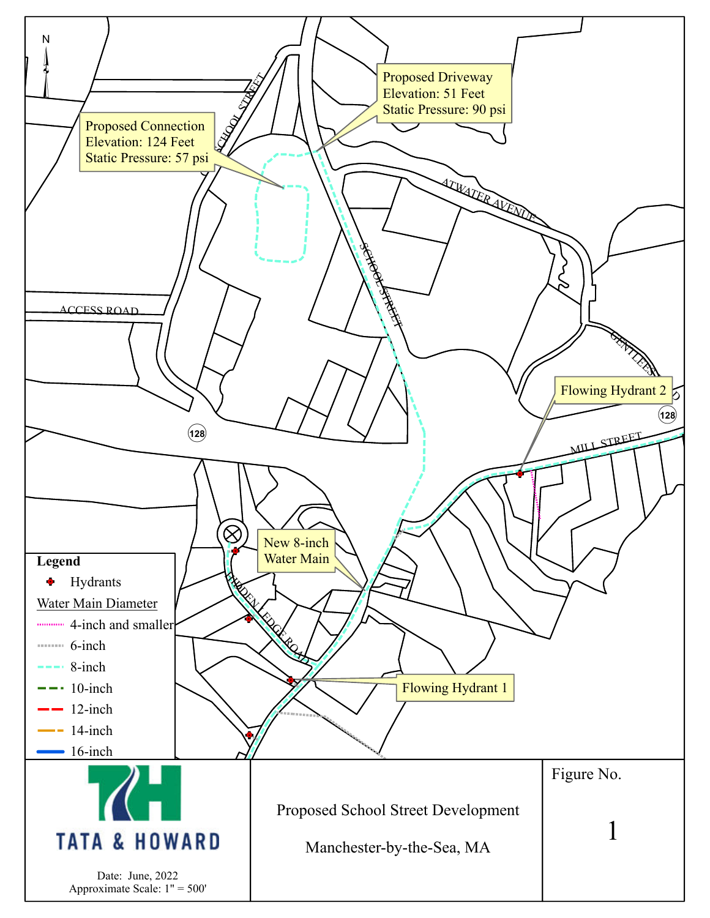N

SCHOOL STREET

Proposed Connection
Elevation: 124 Feet
Static Pressure: 57 psi

Proposed Driveway
Elevation: 51 Feet
Static Pressure: 90 psi

ATWATER AVENUE

SCHOOL STREET

ACCESS ROAD

GENTLEES

Flowing Hydrant 2

128

128

MILL STREET

New 8-inch
Water Main

HIDDEN LEDGE ROAD

Flowing Hydrant 1

**Legend**

Hydrants

Water Main Diameter

4-inch and smaller

6-inch

8-inch

10-inch

12-inch

14-inch

16-inch

TATA & HOWARD

Date: June, 2022
Approximate Scale: 1" = 500'

Proposed School Street Development

Manchester-by-the-Sea, MA

Figure No.

1